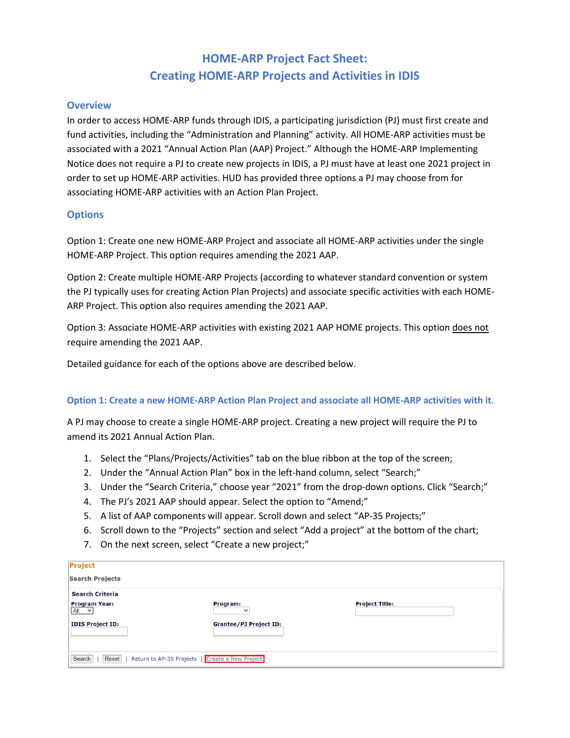# HOME-ARP Project Fact Sheet: Creating HOME-ARP Projects and Activities in IDIS

## Overview

In order to access HOME-ARP funds through IDIS, a participating jurisdiction (PJ) must first create and fund activities, including the "Administration and Planning" activity. All HOME-ARP activities must be associated with a 2021 "Annual Action Plan (AAP) Project." Although the HOME-ARP Implementing Notice does not require a PJ to create new projects in IDIS, a PJ must have at least one 2021 project in order to set up HOME-ARP activities. HUD has provided three options a PJ may choose from for associating HOME-ARP activities with an Action Plan Project.

## Options

Option 1: Create one new HOME-ARP Project and associate all HOME-ARP activities under the single HOME-ARP Project. This option requires amending the 2021 AAP.

Option 2: Create multiple HOME-ARP Projects (according to whatever standard convention or system the PJ typically uses for creating Action Plan Projects) and associate specific activities with each HOME-ARP Project. This option also requires amending the 2021 AAP.

Option 3: Associate HOME-ARP activities with existing 2021 AAP HOME projects. This option does not require amending the 2021 AAP.

Detailed guidance for each of the options above are described below.

### Option 1: Create a new HOME-ARP Action Plan Project and associate all HOME-ARP activities with it.

A PJ may choose to create a single HOME-ARP project. Creating a new project will require the PJ to amend its 2021 Annual Action Plan.

1. Select the "Plans/Projects/Activities" tab on the blue ribbon at the top of the screen;
2. Under the "Annual Action Plan" box in the left-hand column, select "Search;"
3. Under the "Search Criteria," choose year "2021" from the drop-down options. Click "Search;"
4. The PJ's 2021 AAP should appear. Select the option to "Amend;"
5. A list of AAP components will appear. Scroll down and select "AP-35 Projects;"
6. Scroll down to the "Projects" section and select "Add a project" at the bottom of the chart;
7. On the next screen, select "Create a new project;"

**Project**

**Search Projects**

**Search Criteria**

| Program Year: | Program: | Project Title: |
|---|---|---|
| All | | |
| **IDIS Project ID:** | **Grantee/PJ Project ID:** | |
| | | |

Search | Reset | Return to AP-35 Projects | Create a New Project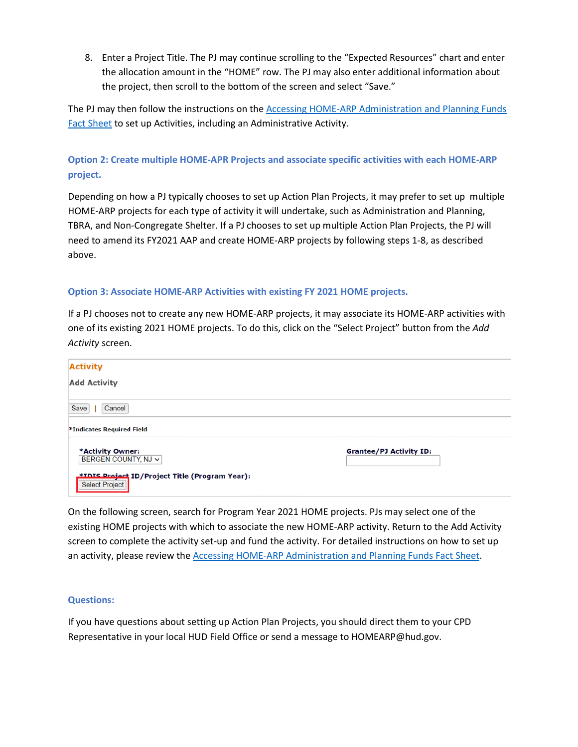8. Enter a Project Title. The PJ may continue scrolling to the "Expected Resources" chart and enter the allocation amount in the "HOME" row. The PJ may also enter additional information about the project, then scroll to the bottom of the screen and select "Save."

The PJ may then follow the instructions on the [Accessing HOME-ARP Administration and Planning Funds Fact Sheet]() to set up Activities, including an Administrative Activity.

### Option 2: Create multiple HOME-APR Projects and associate specific activities with each HOME-ARP project.

Depending on how a PJ typically chooses to set up Action Plan Projects, it may prefer to set up multiple HOME-ARP projects for each type of activity it will undertake, such as Administration and Planning, TBRA, and Non-Congregate Shelter. If a PJ chooses to set up multiple Action Plan Projects, the PJ will need to amend its FY2021 AAP and create HOME-ARP projects by following steps 1-8, as described above.

### Option 3: Associate HOME-ARP Activities with existing FY 2021 HOME projects.

If a PJ chooses not to create any new HOME-ARP projects, it may associate its HOME-ARP activities with one of its existing 2021 HOME projects. To do this, click on the "Select Project" button from the *Add Activity* screen.

**Activity**

**Add Activity**

Save | Cancel

*Indicates Required Field

***Activity Owner:** BERGEN COUNTY, NJ

**Grantee/PJ Activity ID:**

***IDIS Project ID/Project Title (Program Year):**

Select Project

On the following screen, search for Program Year 2021 HOME projects. PJs may select one of the existing HOME projects with which to associate the new HOME-ARP activity. Return to the Add Activity screen to complete the activity set-up and fund the activity. For detailed instructions on how to set up an activity, please review the [Accessing HOME-ARP Administration and Planning Funds Fact Sheet]().

### Questions:

If you have questions about setting up Action Plan Projects, you should direct them to your CPD Representative in your local HUD Field Office or send a message to HOMEARP@hud.gov.